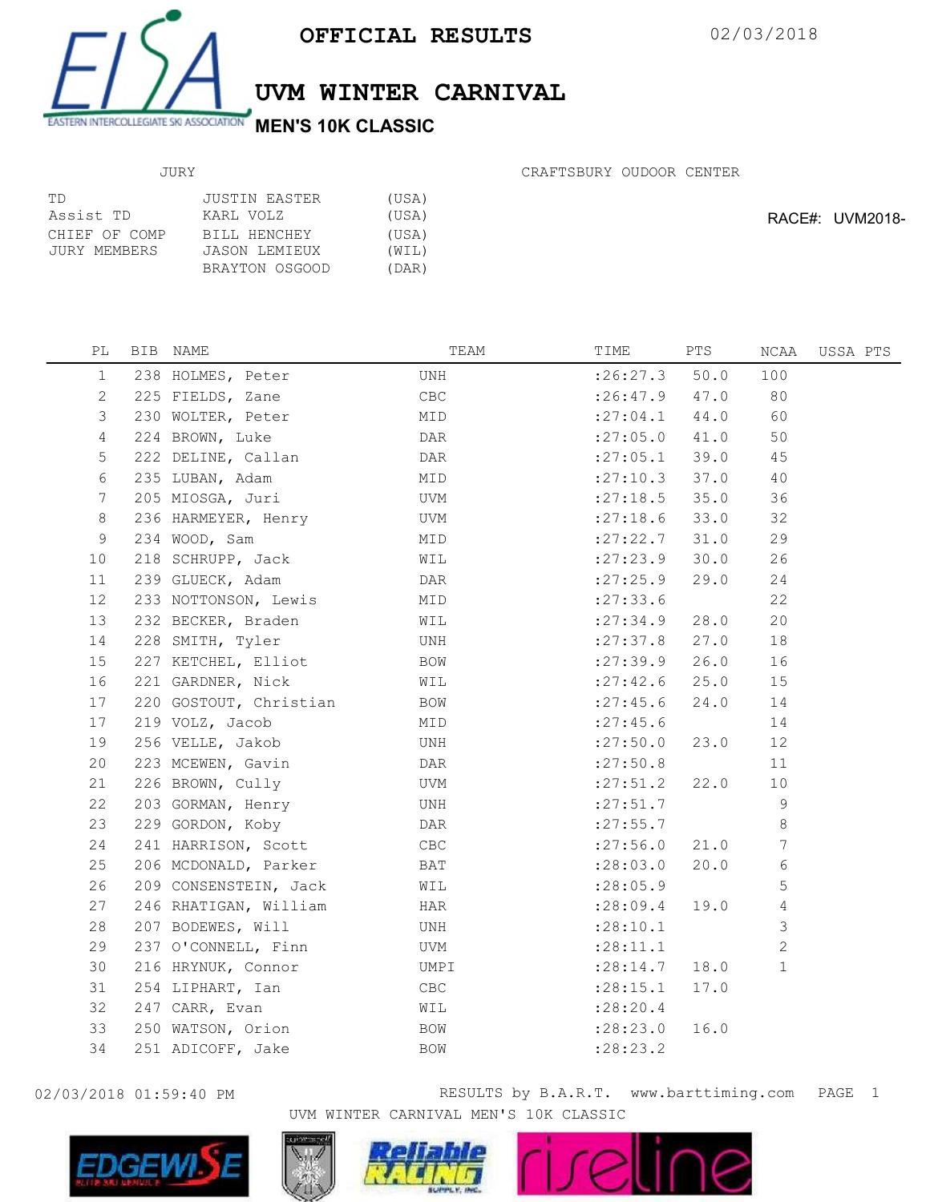# OFFICIAL RESULTS

02/03/2018

## UVM WINTER CARNIVAL

### MEN'S 10K CLASSIC

JURY

CRAFTSBURY OUDOOR CENTER

| | | |
|---|---|---|
| TD | JUSTIN EASTER | (USA) |
| Assist TD | KARL VOLZ | (USA) |
| CHIEF OF COMP | BILL HENCHEY | (USA) |
| JURY MEMBERS | JASON LEMIEUX | (WIL) |
| | BRAYTON OSGOOD | (DAR) |

RACE#: UVM2018-

| PL | BIB | NAME | TEAM | TIME | PTS | NCAA | USSA PTS |
|---|---|---|---|---|---|---|---|
| 1 | 238 | HOLMES, Peter | UNH | :26:27.3 | 50.0 | 100 | |
| 2 | 225 | FIELDS, Zane | CBC | :26:47.9 | 47.0 | 80 | |
| 3 | 230 | WOLTER, Peter | MID | :27:04.1 | 44.0 | 60 | |
| 4 | 224 | BROWN, Luke | DAR | :27:05.0 | 41.0 | 50 | |
| 5 | 222 | DELINE, Callan | DAR | :27:05.1 | 39.0 | 45 | |
| 6 | 235 | LUBAN, Adam | MID | :27:10.3 | 37.0 | 40 | |
| 7 | 205 | MIOSGA, Juri | UVM | :27:18.5 | 35.0 | 36 | |
| 8 | 236 | HARMEYER, Henry | UVM | :27:18.6 | 33.0 | 32 | |
| 9 | 234 | WOOD, Sam | MID | :27:22.7 | 31.0 | 29 | |
| 10 | 218 | SCHRUPP, Jack | WIL | :27:23.9 | 30.0 | 26 | |
| 11 | 239 | GLUECK, Adam | DAR | :27:25.9 | 29.0 | 24 | |
| 12 | 233 | NOTTONSON, Lewis | MID | :27:33.6 | | 22 | |
| 13 | 232 | BECKER, Braden | WIL | :27:34.9 | 28.0 | 20 | |
| 14 | 228 | SMITH, Tyler | UNH | :27:37.8 | 27.0 | 18 | |
| 15 | 227 | KETCHEL, Elliot | BOW | :27:39.9 | 26.0 | 16 | |
| 16 | 221 | GARDNER, Nick | WIL | :27:42.6 | 25.0 | 15 | |
| 17 | 220 | GOSTOUT, Christian | BOW | :27:45.6 | 24.0 | 14 | |
| 17 | 219 | VOLZ, Jacob | MID | :27:45.6 | | 14 | |
| 19 | 256 | VELLE, Jakob | UNH | :27:50.0 | 23.0 | 12 | |
| 20 | 223 | MCEWEN, Gavin | DAR | :27:50.8 | | 11 | |
| 21 | 226 | BROWN, Cully | UVM | :27:51.2 | 22.0 | 10 | |
| 22 | 203 | GORMAN, Henry | UNH | :27:51.7 | | 9 | |
| 23 | 229 | GORDON, Koby | DAR | :27:55.7 | | 8 | |
| 24 | 241 | HARRISON, Scott | CBC | :27:56.0 | 21.0 | 7 | |
| 25 | 206 | MCDONALD, Parker | BAT | :28:03.0 | 20.0 | 6 | |
| 26 | 209 | CONSENSTEIN, Jack | WIL | :28:05.9 | | 5 | |
| 27 | 246 | RHATIGAN, William | HAR | :28:09.4 | 19.0 | 4 | |
| 28 | 207 | BODEWES, Will | UNH | :28:10.1 | | 3 | |
| 29 | 237 | O'CONNELL, Finn | UVM | :28:11.1 | | 2 | |
| 30 | 216 | HRYNUK, Connor | UMPI | :28:14.7 | 18.0 | 1 | |
| 31 | 254 | LIPHART, Ian | CBC | :28:15.1 | 17.0 | | |
| 32 | 247 | CARR, Evan | WIL | :28:20.4 | | | |
| 33 | 250 | WATSON, Orion | BOW | :28:23.0 | 16.0 | | |
| 34 | 251 | ADICOFF, Jake | BOW | :28:23.2 | | | |

02/03/2018 01:59:40 PM RESULTS by B.A.R.T. www.barttiming.com

UVM WINTER CARNIVAL MEN'S 10K CLASSIC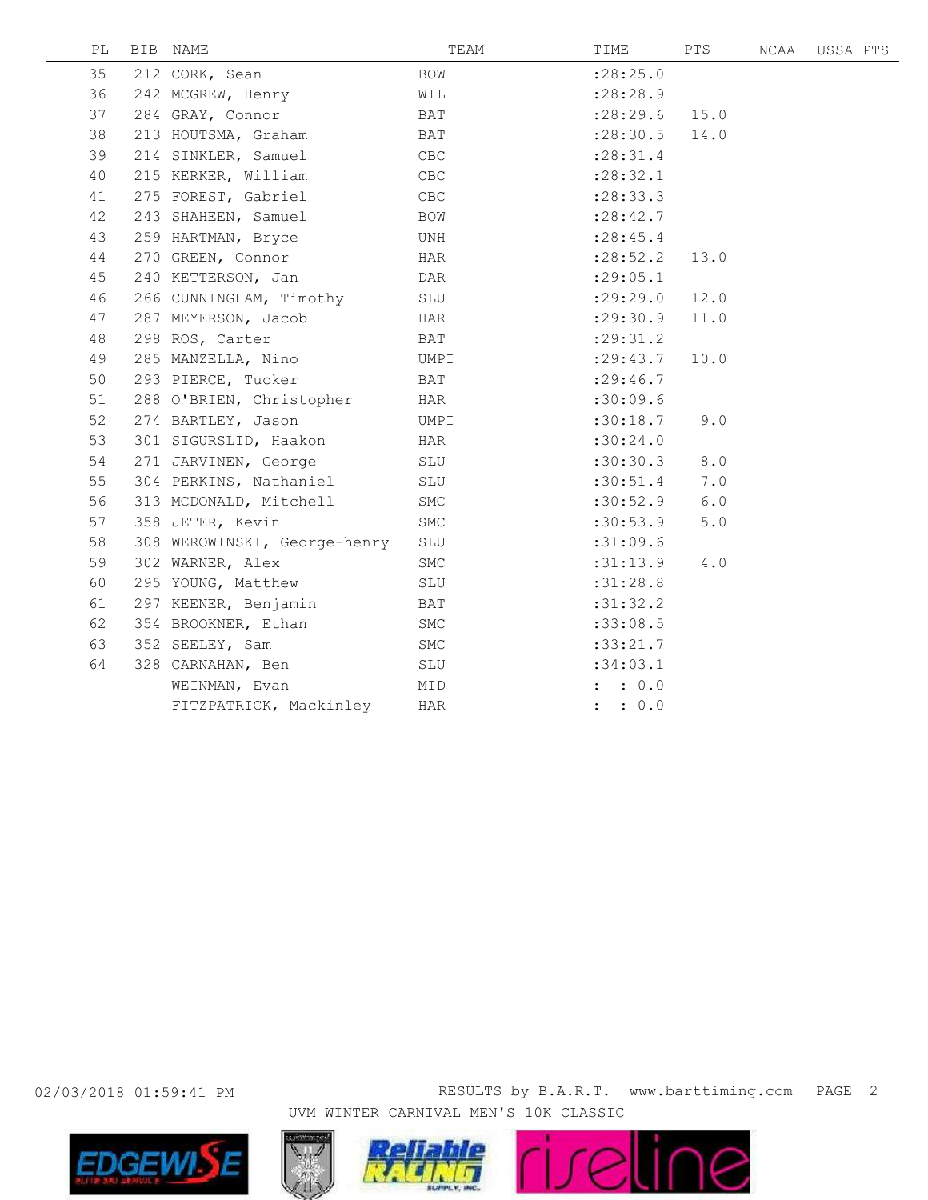| PL | BIB | NAME | TEAM | TIME | PTS | NCAA | USSA PTS |
|---|---|---|---|---|---|---|---|
| 35 | 212 | CORK, Sean | BOW | :28:25.0 | | | |
| 36 | 242 | MCGREW, Henry | WIL | :28:28.9 | | | |
| 37 | 284 | GRAY, Connor | BAT | :28:29.6 | 15.0 | | |
| 38 | 213 | HOUTSMA, Graham | BAT | :28:30.5 | 14.0 | | |
| 39 | 214 | SINKLER, Samuel | CBC | :28:31.4 | | | |
| 40 | 215 | KERKER, William | CBC | :28:32.1 | | | |
| 41 | 275 | FOREST, Gabriel | CBC | :28:33.3 | | | |
| 42 | 243 | SHAHEEN, Samuel | BOW | :28:42.7 | | | |
| 43 | 259 | HARTMAN, Bryce | UNH | :28:45.4 | | | |
| 44 | 270 | GREEN, Connor | HAR | :28:52.2 | 13.0 | | |
| 45 | 240 | KETTERSON, Jan | DAR | :29:05.1 | | | |
| 46 | 266 | CUNNINGHAM, Timothy | SLU | :29:29.0 | 12.0 | | |
| 47 | 287 | MEYERSON, Jacob | HAR | :29:30.9 | 11.0 | | |
| 48 | 298 | ROS, Carter | BAT | :29:31.2 | | | |
| 49 | 285 | MANZELLA, Nino | UMPI | :29:43.7 | 10.0 | | |
| 50 | 293 | PIERCE, Tucker | BAT | :29:46.7 | | | |
| 51 | 288 | O'BRIEN, Christopher | HAR | :30:09.6 | | | |
| 52 | 274 | BARTLEY, Jason | UMPI | :30:18.7 | 9.0 | | |
| 53 | 301 | SIGURSLID, Haakon | HAR | :30:24.0 | | | |
| 54 | 271 | JARVINEN, George | SLU | :30:30.3 | 8.0 | | |
| 55 | 304 | PERKINS, Nathaniel | SLU | :30:51.4 | 7.0 | | |
| 56 | 313 | MCDONALD, Mitchell | SMC | :30:52.9 | 6.0 | | |
| 57 | 358 | JETER, Kevin | SMC | :30:53.9 | 5.0 | | |
| 58 | 308 | WEROWINSKI, George-henry | SLU | :31:09.6 | | | |
| 59 | 302 | WARNER, Alex | SMC | :31:13.9 | 4.0 | | |
| 60 | 295 | YOUNG, Matthew | SLU | :31:28.8 | | | |
| 61 | 297 | KEENER, Benjamin | BAT | :31:32.2 | | | |
| 62 | 354 | BROOKNER, Ethan | SMC | :33:08.5 | | | |
| 63 | 352 | SEELEY, Sam | SMC | :33:21.7 | | | |
| 64 | 328 | CARNAHAN, Ben | SLU | :34:03.1 | | | |
| | | WEINMAN, Evan | MID | : : 0.0 | | | |
| | | FITZPATRICK, Mackinley | HAR | : : 0.0 | | | |

02/03/2018 01:59:41 PM RESULTS by B.A.R.T. www.barttiming.com

UVM WINTER CARNIVAL MEN'S 10K CLASSIC